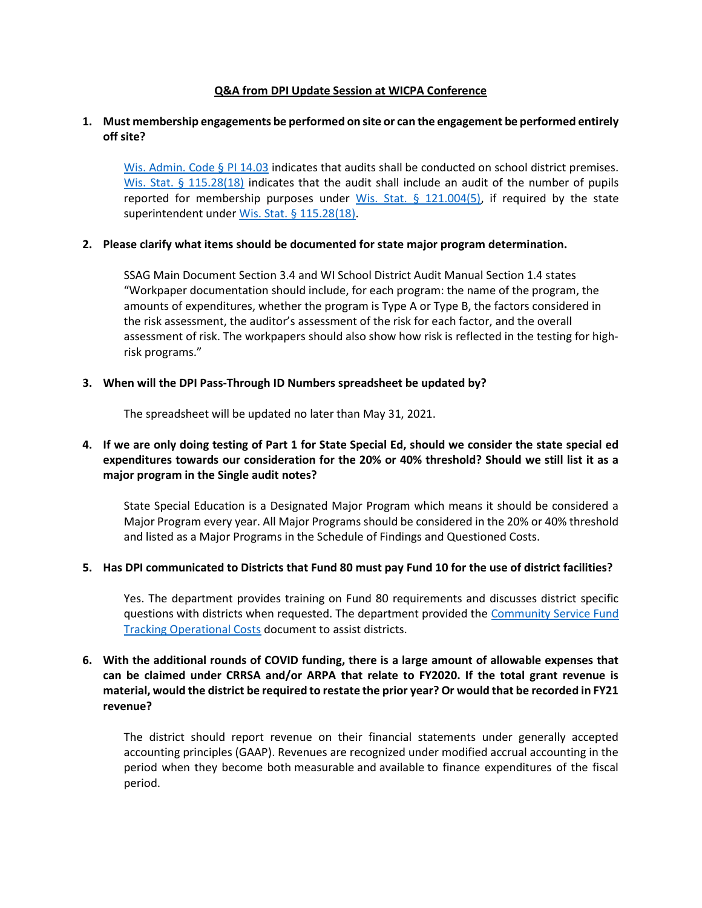# Q&A from DPI Update Session at WICPA Conference

1. **Must membership engagements be performed on site or can the engagement be performed entirely off site?**

   Wis. Admin. Code § PI 14.03 indicates that audits shall be conducted on school district premises. Wis. Stat. § 115.28(18) indicates that the audit shall include an audit of the number of pupils reported for membership purposes under Wis. Stat. § 121.004(5), if required by the state superintendent under Wis. Stat. § 115.28(18).

2. **Please clarify what items should be documented for state major program determination.**

   SSAG Main Document Section 3.4 and WI School District Audit Manual Section 1.4 states "Workpaper documentation should include, for each program: the name of the program, the amounts of expenditures, whether the program is Type A or Type B, the factors considered in the risk assessment, the auditor's assessment of the risk for each factor, and the overall assessment of risk. The workpapers should also show how risk is reflected in the testing for high-risk programs."

3. **When will the DPI Pass-Through ID Numbers spreadsheet be updated by?**

   The spreadsheet will be updated no later than May 31, 2021.

4. **If we are only doing testing of Part 1 for State Special Ed, should we consider the state special ed expenditures towards our consideration for the 20% or 40% threshold? Should we still list it as a major program in the Single audit notes?**

   State Special Education is a Designated Major Program which means it should be considered a Major Program every year. All Major Programs should be considered in the 20% or 40% threshold and listed as a Major Programs in the Schedule of Findings and Questioned Costs.

5. **Has DPI communicated to Districts that Fund 80 must pay Fund 10 for the use of district facilities?**

   Yes. The department provides training on Fund 80 requirements and discusses district specific questions with districts when requested. The department provided the Community Service Fund Tracking Operational Costs document to assist districts.

6. **With the additional rounds of COVID funding, there is a large amount of allowable expenses that can be claimed under CRRSA and/or ARPA that relate to FY2020. If the total grant revenue is material, would the district be required to restate the prior year? Or would that be recorded in FY21 revenue?**

   The district should report revenue on their financial statements under generally accepted accounting principles (GAAP). Revenues are recognized under modified accrual accounting in the period when they become both measurable and available to finance expenditures of the fiscal period.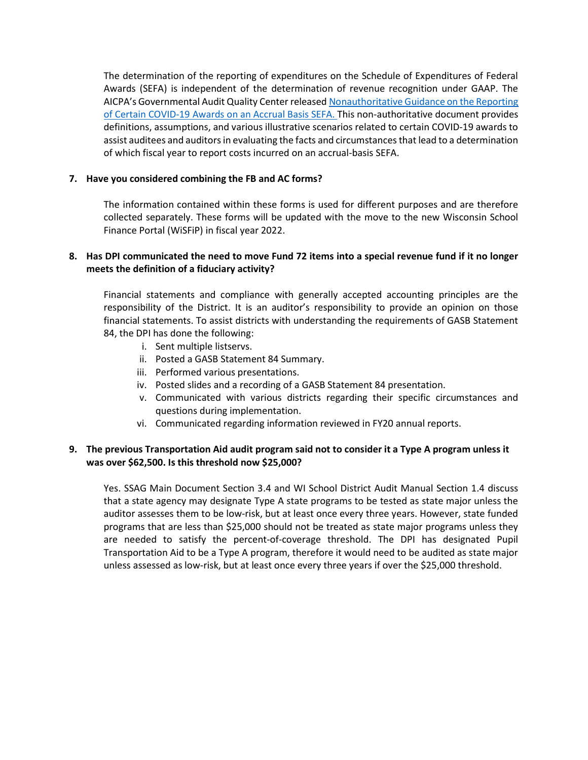The determination of the reporting of expenditures on the Schedule of Expenditures of Federal Awards (SEFA) is independent of the determination of revenue recognition under GAAP. The AICPA's Governmental Audit Quality Center released [Nonauthoritative Guidance on the Reporting of Certain COVID-19 Awards on an Accrual Basis SEFA.]() This non-authoritative document provides definitions, assumptions, and various illustrative scenarios related to certain COVID-19 awards to assist auditees and auditors in evaluating the facts and circumstances that lead to a determination of which fiscal year to report costs incurred on an accrual-basis SEFA.

7. **Have you considered combining the FB and AC forms?**

   The information contained within these forms is used for different purposes and are therefore collected separately. These forms will be updated with the move to the new Wisconsin School Finance Portal (WiSFiP) in fiscal year 2022.

8. **Has DPI communicated the need to move Fund 72 items into a special revenue fund if it no longer meets the definition of a fiduciary activity?**

   Financial statements and compliance with generally accepted accounting principles are the responsibility of the District. It is an auditor's responsibility to provide an opinion on those financial statements. To assist districts with understanding the requirements of GASB Statement 84, the DPI has done the following:

   i. Sent multiple listservs.
   ii. Posted a GASB Statement 84 Summary.
   iii. Performed various presentations.
   iv. Posted slides and a recording of a GASB Statement 84 presentation.
   v. Communicated with various districts regarding their specific circumstances and questions during implementation.
   vi. Communicated regarding information reviewed in FY20 annual reports.

9. **The previous Transportation Aid audit program said not to consider it a Type A program unless it was over $62,500. Is this threshold now $25,000?**

   Yes. SSAG Main Document Section 3.4 and WI School District Audit Manual Section 1.4 discuss that a state agency may designate Type A state programs to be tested as state major unless the auditor assesses them to be low-risk, but at least once every three years. However, state funded programs that are less than $25,000 should not be treated as state major programs unless they are needed to satisfy the percent-of-coverage threshold. The DPI has designated Pupil Transportation Aid to be a Type A program, therefore it would need to be audited as state major unless assessed as low-risk, but at least once every three years if over the $25,000 threshold.